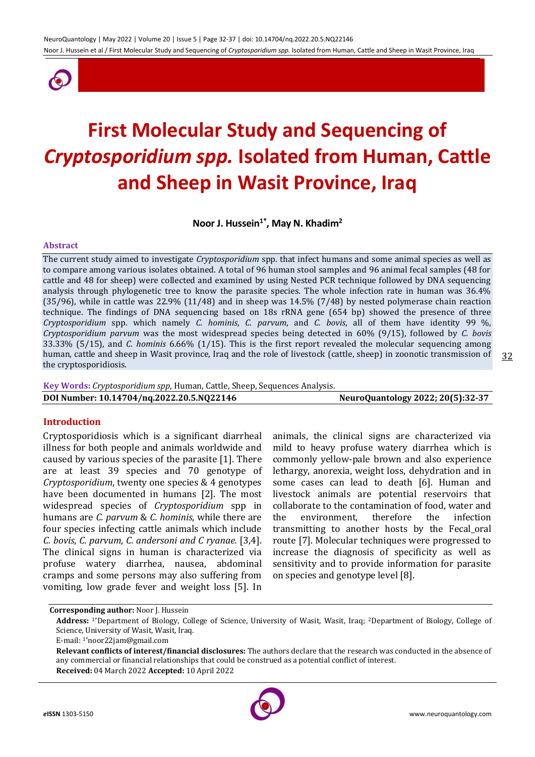# First Molecular Study and Sequencing of *Cryptosporidium spp.* Isolated from Human, Cattle and Sheep in Wasit Province, Iraq

**Noor J. Hussein[1*], May N. Khadim[2]**

## Abstract

The current study aimed to investigate *Cryptosporidium* spp. that infect humans and some animal species as well as to compare among various isolates obtained. A total of 96 human stool samples and 96 animal fecal samples (48 for cattle and 48 for sheep) were collected and examined by using Nested PCR technique followed by DNA sequencing analysis through phylogenetic tree to know the parasite species. The whole infection rate in human was 36.4% (35/96), while in cattle was 22.9% (11/48) and in sheep was 14.5% (7/48) by nested polymerase chain reaction technique. The findings of DNA sequencing based on 18s rRNA gene (654 bp) showed the presence of three *Cryptosporidium* spp. which namely *C. hominis*, *C. parvum*, and *C. bovis*, all of them have identity 99 %, *Cryptosporidium parvum* was the most widespread species being detected in 60% (9/15), followed by *C. bovis* 33.33% (5/15), and *C. hominis* 6.66% (1/15). This is the first report revealed the molecular sequencing among human, cattle and sheep in Wasit province, Iraq and the role of livestock (cattle, sheep) in zoonotic transmission of the cryptosporidiosis.

**Key Words:** *Cryptosporidium spp*, Human, Cattle, Sheep, Sequences Analysis.

**DOI Number: 10.14704/nq.2022.20.5.NQ22146**

**NeuroQuantology 2022; 20(5):32-37**

## Introduction

Cryptosporidiosis which is a significant diarrheal illness for both people and animals worldwide and caused by various species of the parasite [1]. There are at least 39 species and 70 genotype of *Cryptosporidium*, twenty one species & 4 genotypes have been documented in humans [2]. The most widespread species of *Cryptosporidium* spp in humans are *C. parvum* & *C. hominis*, while there are four species infecting cattle animals which include *C. bovis*, *C. parvum, C. andersoni and C ryanae.* [3,4]. The clinical signs in human is characterized via profuse watery diarrhea, nausea, abdominal cramps and some persons may also suffering from vomiting, low grade fever and weight loss [5]. In animals, the clinical signs are characterized via mild to heavy profuse watery diarrhea which is commonly yellow-pale brown and also experience lethargy, anorexia, weight loss, dehydration and in some cases can lead to death [6]. Human and livestock animals are potential reservoirs that collaborate to the contamination of food, water and the environment, therefore the infection transmitting to another hosts by the Fecal_oral route [7]. Molecular techniques were progressed to increase the diagnosis of specificity as well as sensitivity and to provide information for parasite on species and genotype level [8].

---

**Corresponding author:** Noor J. Hussein

**Address:** [1*]Department of Biology, College of Science, University of Wasit, Wasit, Iraq; [2]Department of Biology, College of Science, University of Wasit, Wasit, Iraq.

E-mail: [1*]noor22jam@gmail.com

**Relevant conflicts of interest/financial disclosures:** The authors declare that the research was conducted in the absence of any commercial or financial relationships that could be construed as a potential conflict of interest.

**Received:** 04 March 2022 **Accepted:** 10 April 2022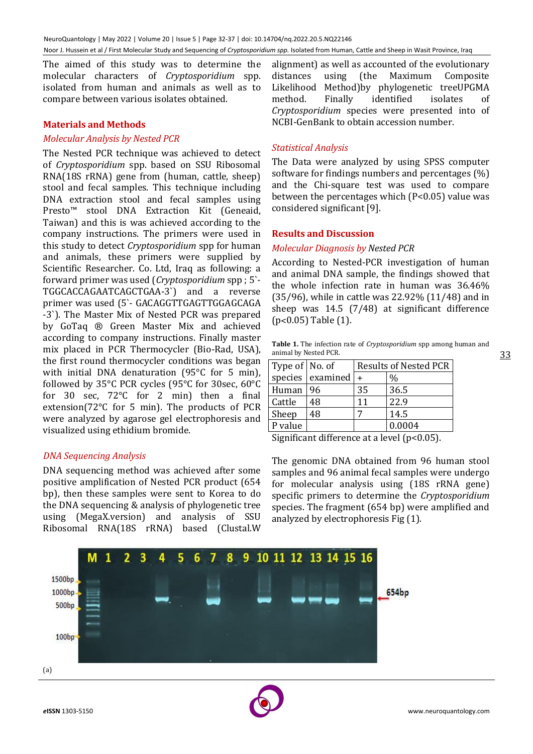The aimed of this study was to determine the molecular characters of *Cryptosporidium* spp. isolated from human and animals as well as to compare between various isolates obtained.

## Materials and Methods

### *Molecular Analysis by Nested PCR*

The Nested PCR technique was achieved to detect of *Cryptosporidium* spp. based on SSU Ribosomal RNA(18S rRNA) gene from (human, cattle, sheep) stool and fecal samples. This technique using DNA extraction stool and fecal samples using Presto™ stool DNA Extraction Kit (Geneaid, Taiwan) and this is was achieved according to the company instructions. The primers were used in this study to detect *Cryptosporidium* spp for human and animals, these primers were supplied by Scientific Researcher. Co. Ltd, Iraq as following: a forward primer was used (*Cryptosporidium* spp ; 5`-TGGCACCAGAATCAGCTGAA-3`) and a reverse primer was used (5`- GACAGGTTGAGTTGGAGCAGA -3`). The Master Mix of Nested PCR was prepared by GoTaq ® Green Master Mix and achieved according to company instructions. Finally master mix placed in PCR Thermocycler (Bio-Rad, USA), the first round thermocycler conditions was began with initial DNA denaturation (95°C for 5 min), followed by 35°C PCR cycles (95°C for 30sec, 60°C for 30 sec, 72°C for 2 min) then a final extension(72°C for 5 min). The products of PCR were analyzed by agarose gel electrophoresis and visualized using ethidium bromide.

### *DNA Sequencing Analysis*

DNA sequencing method was achieved after some positive amplification of Nested PCR product (654 bp), then these samples were sent to Korea to do the DNA sequencing & analysis of phylogenetic tree using (MegaX.version) and analysis of SSU Ribosomal RNA(18S rRNA) based (Clustal.W alignment) as well as accounted of the evolutionary distances using (the Maximum Composite Likelihood Method)by phylogenetic treeUPGMA method. Finally identified isolates of *Cryptosporidium* species were presented into of NCBI-GenBank to obtain accession number.

### *Statistical Analysis*

The Data were analyzed by using SPSS computer software for findings numbers and percentages (%) and the Chi-square test was used to compare between the percentages which (P<0.05) value was considered significant [9].

## Results and Discussion

### *Molecular Diagnosis by Nested PCR*

According to Nested-PCR investigation of human and animal DNA sample, the findings showed that the whole infection rate in human was 36.46% (35/96), while in cattle was 22.92% (11/48) and in sheep was 14.5 (7/48) at significant difference (p<0.05) Table (1).

**Table 1.** The infection rate of *Cryptosporidium* spp among human and animal by Nested PCR.

| Type of species | No. of examined | Results of Nested PCR | |
|---|---|---|---|
| | | + | % |
| Human | 96 | 35 | 36.5 |
| Cattle | 48 | 11 | 22.9 |
| Sheep | 48 | 7 | 14.5 |
| P value | | | 0.0004 |

Significant difference at a level (p<0.05).

The genomic DNA obtained from 96 human stool samples and 96 animal fecal samples were undergo for molecular analysis using (18S rRNA gene) specific primers to determine the *Cryptosporidium* species. The fragment (654 bp) were amplified and analyzed by electrophoresis Fig (1).

(a)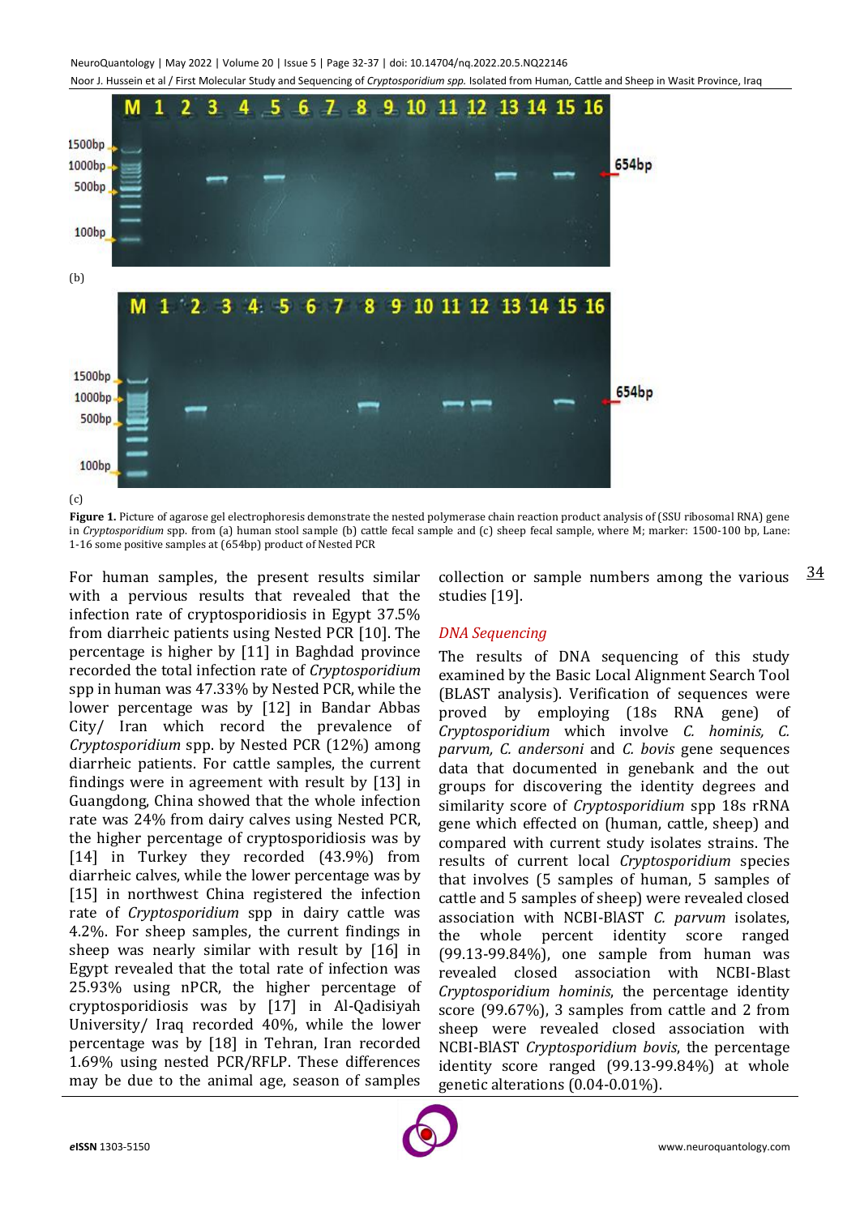(b)

(c)

**Figure 1.** Picture of agarose gel electrophoresis demonstrate the nested polymerase chain reaction product analysis of (SSU ribosomal RNA) gene in *Cryptosporidium* spp. from (a) human stool sample (b) cattle fecal sample and (c) sheep fecal sample, where M; marker: 1500-100 bp, Lane: 1-16 some positive samples at (654bp) product of Nested PCR

For human samples, the present results similar with a pervious results that revealed that the infection rate of cryptosporidiosis in Egypt 37.5% from diarrheic patients using Nested PCR [10]. The percentage is higher by [11] in Baghdad province recorded the total infection rate of *Cryptosporidium* spp in human was 47.33% by Nested PCR, while the lower percentage was by [12] in Bandar Abbas City/ Iran which record the prevalence of *Cryptosporidium* spp. by Nested PCR (12%) among diarrheic patients. For cattle samples, the current findings were in agreement with result by [13] in Guangdong, China showed that the whole infection rate was 24% from dairy calves using Nested PCR, the higher percentage of cryptosporidiosis was by [14] in Turkey they recorded (43.9%) from diarrheic calves, while the lower percentage was by [15] in northwest China registered the infection rate of *Cryptosporidium* spp in dairy cattle was 4.2%. For sheep samples, the current findings in sheep was nearly similar with result by [16] in Egypt revealed that the total rate of infection was 25.93% using nPCR, the higher percentage of cryptosporidiosis was by [17] in Al-Qadisiyah University/ Iraq recorded 40%, while the lower percentage was by [18] in Tehran, Iran recorded 1.69% using nested PCR/RFLP. These differences may be due to the animal age, season of samples collection or sample numbers among the various studies [19].

### DNA Sequencing

The results of DNA sequencing of this study examined by the Basic Local Alignment Search Tool (BLAST analysis). Verification of sequences were proved by employing (18s RNA gene) of *Cryptosporidium* which involve *C. hominis, C. parvum, C. andersoni* and *C. bovis* gene sequences data that documented in genebank and the out groups for discovering the identity degrees and similarity score of *Cryptosporidium* spp 18s rRNA gene which effected on (human, cattle, sheep) and compared with current study isolates strains. The results of current local *Cryptosporidium* species that involves (5 samples of human, 5 samples of cattle and 5 samples of sheep) were revealed closed association with NCBI-BlAST *C. parvum* isolates, the whole percent identity score ranged (99.13-99.84%), one sample from human was revealed closed association with NCBI-Blast *Cryptosporidium hominis*, the percentage identity score (99.67%), 3 samples from cattle and 2 from sheep were revealed closed association with NCBI-BlAST *Cryptosporidium bovis*, the percentage identity score ranged (99.13-99.84%) at whole genetic alterations (0.04-0.01%).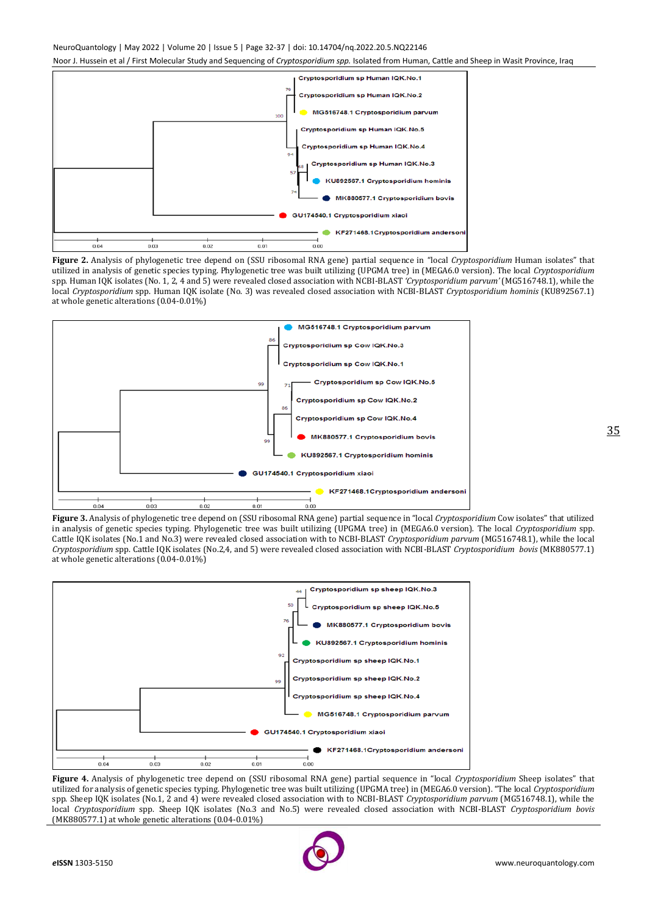**Figure 2.** Analysis of phylogenetic tree depend on (SSU ribosomal RNA gene) partial sequence in "local *Cryptosporidium* Human isolates" that utilized in analysis of genetic species typing. Phylogenetic tree was built utilizing (UPGMA tree) in (MEGA6.0 version). The local *Cryptosporidium* spp. Human IQK isolates (No. 1, 2, 4 and 5) were revealed closed association with NCBI-BLAST *'Cryptosporidium parvum'* (MG516748.1), while the local *Cryptosporidium* spp. Human IQK isolate (No. 3) was revealed closed association with NCBI-BLAST *Cryptosporidium hominis* (KU892567.1) at whole genetic alterations (0.04-0.01%)

**Figure 3.** Analysis of phylogenetic tree depend on (SSU ribosomal RNA gene) partial sequence in "local *Cryptosporidium* Cow isolates" that utilized in analysis of genetic species typing. Phylogenetic tree was built utilizing (UPGMA tree) in (MEGA6.0 version). The local *Cryptosporidium* spp. Cattle IQK isolates (No.1 and No.3) were revealed closed association with to NCBI-BLAST *Cryptosporidium parvum* (MG516748.1), while the local *Cryptosporidium* spp. Cattle IQK isolates (No.2,4, and 5) were revealed closed association with NCBI-BLAST *Cryptosporidium bovis* (MK880577.1) at whole genetic alterations (0.04-0.01%)

**Figure 4.** Analysis of phylogenetic tree depend on (SSU ribosomal RNA gene) partial sequence in "local *Cryptosporidium* Sheep isolates" that utilized for analysis of genetic species typing. Phylogenetic tree was built utilizing (UPGMA tree) in (MEGA6.0 version). "The local *Cryptosporidium* spp. Sheep IQK isolates (No.1, 2 and 4) were revealed closed association with to NCBI-BLAST *Cryptosporidium parvum* (MG516748.1), while the local *Cryptosporidium* spp. Sheep IQK isolates (No.3 and No.5) were revealed closed association with NCBI-BLAST *Cryptosporidium bovis* (MK880577.1) at whole genetic alterations (0.04-0.01%)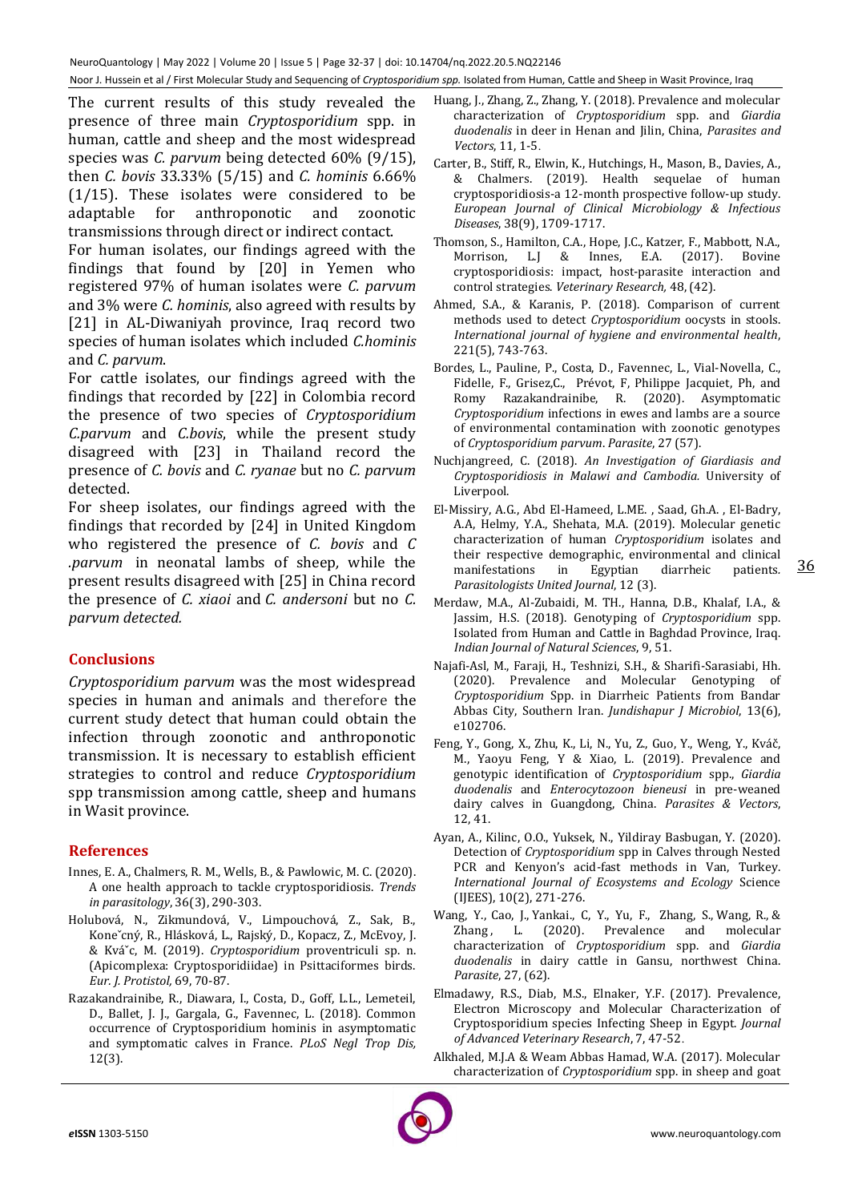The current results of this study revealed the presence of three main *Cryptosporidium* spp. in human, cattle and sheep and the most widespread species was *C. parvum* being detected 60% (9/15), then *C. bovis* 33.33% (5/15) and *C. hominis* 6.66% (1/15). These isolates were considered to be adaptable for anthroponotic and zoonotic transmissions through direct or indirect contact.

For human isolates, our findings agreed with the findings that found by [20] in Yemen who registered 97% of human isolates were *C. parvum* and 3% were *C. hominis*, also agreed with results by [21] in AL-Diwaniyah province, Iraq record two species of human isolates which included *C.hominis* and *C. parvum*.

For cattle isolates, our findings agreed with the findings that recorded by [22] in Colombia record the presence of two species of *Cryptosporidium C.parvum* and *C.bovis*, while the present study disagreed with [23] in Thailand record the presence of *C. bovis* and *C. ryanae* but no *C. parvum* detected.

For sheep isolates, our findings agreed with the findings that recorded by [24] in United Kingdom who registered the presence of *C. bovis* and *C .parvum* in neonatal lambs of sheep, while the present results disagreed with [25] in China record the presence of *C. xiaoi* and *C. andersoni* but no *C. parvum detected.*

## Conclusions

*Cryptosporidium parvum* was the most widespread species in human and animals and therefore the current study detect that human could obtain the infection through zoonotic and anthroponotic transmission. It is necessary to establish efficient strategies to control and reduce *Cryptosporidium* spp transmission among cattle, sheep and humans in Wasit province.

## References

Innes, E. A., Chalmers, R. M., Wells, B., & Pawlowic, M. C. (2020). A one health approach to tackle cryptosporidiosis. *Trends in parasitology*, 36(3), 290-303.

Holubová, N., Zikmundová, V., Limpouchová, Z., Sak, B., Koneˇcný, R., Hlásková, L., Rajský, D., Kopacz, Z., McEvoy, J. & Kváˇc, M. (2019). *Cryptosporidium* proventriculi sp. n. (Apicomplexa: Cryptosporidiidae) in Psittaciformes birds. *Eur. J. Protistol,* 69, 70-87.

Razakandrainibe, R., Diawara, I., Costa, D., Goff, L.L., Lemeteil, D., Ballet, J. J., Gargala, G., Favennec, L. (2018). Common occurrence of Cryptosporidium hominis in asymptomatic and symptomatic calves in France. *PLoS Negl Trop Dis,* 12(3).

Huang, J., Zhang, Z., Zhang, Y. (2018). Prevalence and molecular characterization of *Cryptosporidium* spp. and *Giardia duodenalis* in deer in Henan and Jilin, China, *Parasites and Vectors*, 11, 1-5.

Carter, B., Stiff, R., Elwin, K., Hutchings, H., Mason, B., Davies, A., & Chalmers. (2019). Health sequelae of human cryptosporidiosis-a 12-month prospective follow-up study. *European Journal of Clinical Microbiology & Infectious Diseases*, 38(9), 1709-1717.

Thomson, S., Hamilton, C.A., Hope, J.C., Katzer, F., Mabbott, N.A., Morrison, L.J & Innes, E.A. (2017). Bovine cryptosporidiosis: impact, host-parasite interaction and control strategies. *Veterinary Research,* 48, (42).

Ahmed, S.A., & Karanis, P. (2018). Comparison of current methods used to detect *Cryptosporidium* oocysts in stools. *International journal of hygiene and environmental health*, 221(5), 743-763.

Bordes, L., Pauline, P., Costa, D., Favennec, L., Vial-Novella, C., Fidelle, F., Grisez,C., Prévot, F, Philippe Jacquiet, Ph, and Romy Razakandrainibe, R. (2020). Asymptomatic *Cryptosporidium* infections in ewes and lambs are a source of environmental contamination with zoonotic genotypes of *Cryptosporidium parvum*. *Parasite*, 27 (57).

Nuchjangreed, C. (2018). *An Investigation of Giardiasis and Cryptosporidiosis in Malawi and Cambodia.* University of Liverpool.

El-Missiry, A.G., Abd El-Hameed, L.ME. , Saad, Gh.A. , El-Badry, A.A, Helmy, Y.A., Shehata, M.A. (2019). Molecular genetic characterization of human *Cryptosporidium* isolates and their respective demographic, environmental and clinical manifestations in Egyptian diarrheic patients. *Parasitologists United Journal*, 12 (3).

Merdaw, M.A., Al-Zubaidi, M. TH., Hanna, D.B., Khalaf, I.A., & Jassim, H.S. (2018). Genotyping of *Cryptosporidium* spp. Isolated from Human and Cattle in Baghdad Province, Iraq. *Indian Journal of Natural Sciences*, 9, 51.

Najafi-Asl, M., Faraji, H., Teshnizi, S.H., & Sharifi-Sarasiabi, Hh. (2020). Prevalence and Molecular Genotyping of *Cryptosporidium* Spp. in Diarrheic Patients from Bandar Abbas City, Southern Iran. *Jundishapur J Microbiol*, 13(6), e102706.

Feng, Y., Gong, X., Zhu, K., Li, N., Yu, Z., Guo, Y., Weng, Y., Kváč, M., Yaoyu Feng, Y & Xiao, L. (2019). Prevalence and genotypic identification of *Cryptosporidium* spp., *Giardia duodenalis* and *Enterocytozoon bieneusi* in pre-weaned dairy calves in Guangdong, China. *Parasites & Vectors*, 12, 41.

Ayan, A., Kilinc, O.O., Yuksek, N., Yildiray Basbugan, Y. (2020). Detection of *Cryptosporidium* spp in Calves through Nested PCR and Kenyon's acid-fast methods in Van, Turkey. *International Journal of Ecosystems and Ecology* Science (IJEES), 10(2), 271-276.

Wang, Y., Cao, J., Yankai., C, Y., Yu, F., Zhang, S., Wang, R., & Zhang, L. (2020). Prevalence and molecular characterization of *Cryptosporidium* spp. and *Giardia duodenalis* in dairy cattle in Gansu, northwest China. *Parasite*, 27, (62).

Elmadawy, R.S., Diab, M.S., Elnaker, Y.F. (2017). Prevalence, Electron Microscopy and Molecular Characterization of Cryptosporidium species Infecting Sheep in Egypt. *Journal of Advanced Veterinary Research*, 7, 47-52.

Alkhaled, M.J.A & Weam Abbas Hamad, W.A. (2017). Molecular characterization of *Cryptosporidium* spp. in sheep and goat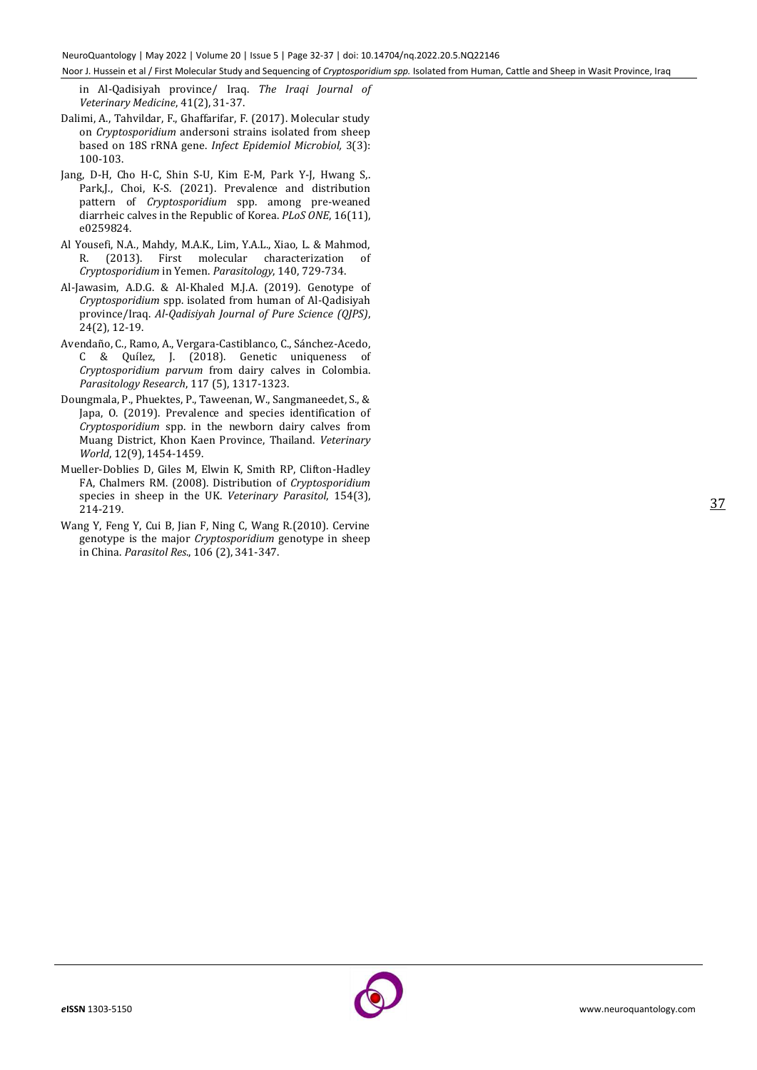in Al-Qadisiyah province/ Iraq. *The Iraqi Journal of Veterinary Medicine*, 41(2), 31-37.

Dalimi, A., Tahvildar, F., Ghaffarifar, F. (2017). Molecular study on *Cryptosporidium* andersoni strains isolated from sheep based on 18S rRNA gene. *Infect Epidemiol Microbiol,* 3(3): 100-103.

Jang, D-H, Cho H-C, Shin S-U, Kim E-M, Park Y-J, Hwang S,. Park,J., Choi, K-S. (2021). Prevalence and distribution pattern of *Cryptosporidium* spp. among pre-weaned diarrheic calves in the Republic of Korea. *PLoS ONE*, 16(11), e0259824.

Al Yousefi, N.A., Mahdy, M.A.K., Lim, Y.A.L., Xiao, L. & Mahmod, R. (2013). First molecular characterization of *Cryptosporidium* in Yemen. *Parasitology*, 140, 729-734.

Al-Jawasim, A.D.G. & Al-Khaled M.J.A. (2019). Genotype of *Cryptosporidium* spp. isolated from human of Al-Qadisiyah province/Iraq. *Al-Qadisiyah Journal of Pure Science (QJPS)*, 24(2), 12-19.

Avendaño, C., Ramo, A., Vergara-Castiblanco, C., Sánchez-Acedo, C & Quílez, J. (2018). Genetic uniqueness of *Cryptosporidium parvum* from dairy calves in Colombia. *Parasitology Research*, 117 (5), 1317-1323.

Doungmala, P., Phuektes, P., Taweenan, W., Sangmaneedet, S., & Japa, O. (2019). Prevalence and species identification of *Cryptosporidium* spp. in the newborn dairy calves from Muang District, Khon Kaen Province, Thailand. *Veterinary World*, 12(9), 1454-1459.

Mueller-Doblies D, Giles M, Elwin K, Smith RP, Clifton-Hadley FA, Chalmers RM. (2008). Distribution of *Cryptosporidium* species in sheep in the UK. *Veterinary Parasitol*, 154(3), 214-219.

Wang Y, Feng Y, Cui B, Jian F, Ning C, Wang R.(2010). Cervine genotype is the major *Cryptosporidium* genotype in sheep in China. *Parasitol Res*., 106 (2), 341-347.